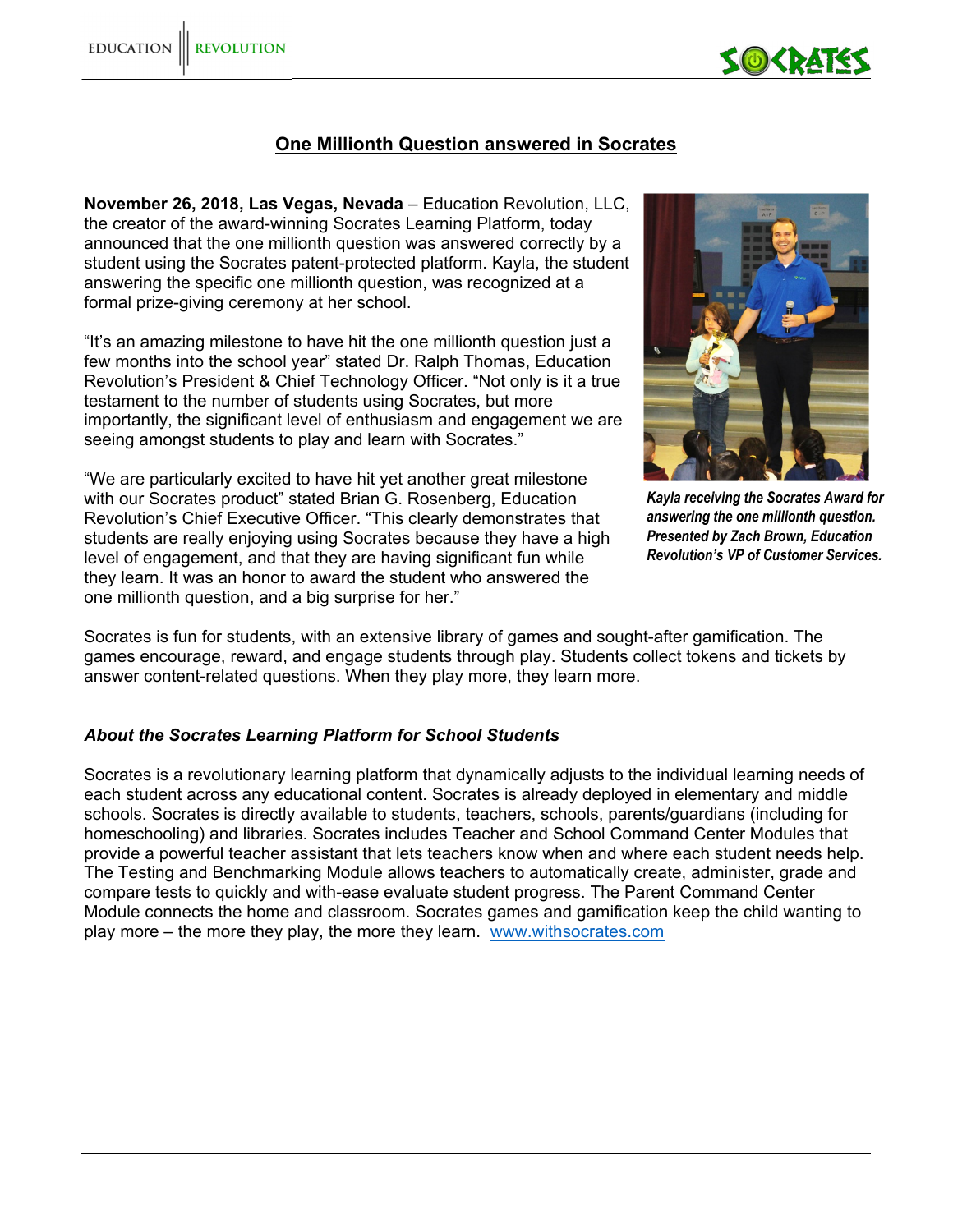# One Millionth Question answered in Socrates

**November 26, 2018, Las Vegas, Nevada** – Education Revolution, LLC, the creator of the award-winning Socrates Learning Platform, today announced that the one millionth question was answered correctly by a student using the Socrates patent-protected platform. Kayla, the student answering the specific one millionth question, was recognized at a formal prize-giving ceremony at her school.

"It's an amazing milestone to have hit the one millionth question just a few months into the school year" stated Dr. Ralph Thomas, Education Revolution's President & Chief Technology Officer. "Not only is it a true testament to the number of students using Socrates, but more importantly, the significant level of enthusiasm and engagement we are seeing amongst students to play and learn with Socrates."

"We are particularly excited to have hit yet another great milestone with our Socrates product" stated Brian G. Rosenberg, Education Revolution's Chief Executive Officer. "This clearly demonstrates that students are really enjoying using Socrates because they have a high level of engagement, and that they are having significant fun while they learn. It was an honor to award the student who answered the one millionth question, and a big surprise for her."

***Kayla receiving the Socrates Award for answering the one millionth question. Presented by Zach Brown, Education Revolution's VP of Customer Services.***

Socrates is fun for students, with an extensive library of games and sought-after gamification. The games encourage, reward, and engage students through play. Students collect tokens and tickets by answer content-related questions. When they play more, they learn more.

### *About the Socrates Learning Platform for School Students*

Socrates is a revolutionary learning platform that dynamically adjusts to the individual learning needs of each student across any educational content. Socrates is already deployed in elementary and middle schools. Socrates is directly available to students, teachers, schools, parents/guardians (including for homeschooling) and libraries. Socrates includes Teacher and School Command Center Modules that provide a powerful teacher assistant that lets teachers know when and where each student needs help. The Testing and Benchmarking Module allows teachers to automatically create, administer, grade and compare tests to quickly and with-ease evaluate student progress. The Parent Command Center Module connects the home and classroom. Socrates games and gamification keep the child wanting to play more – the more they play, the more they learn. [www.withsocrates.com](http://www.withsocrates.com)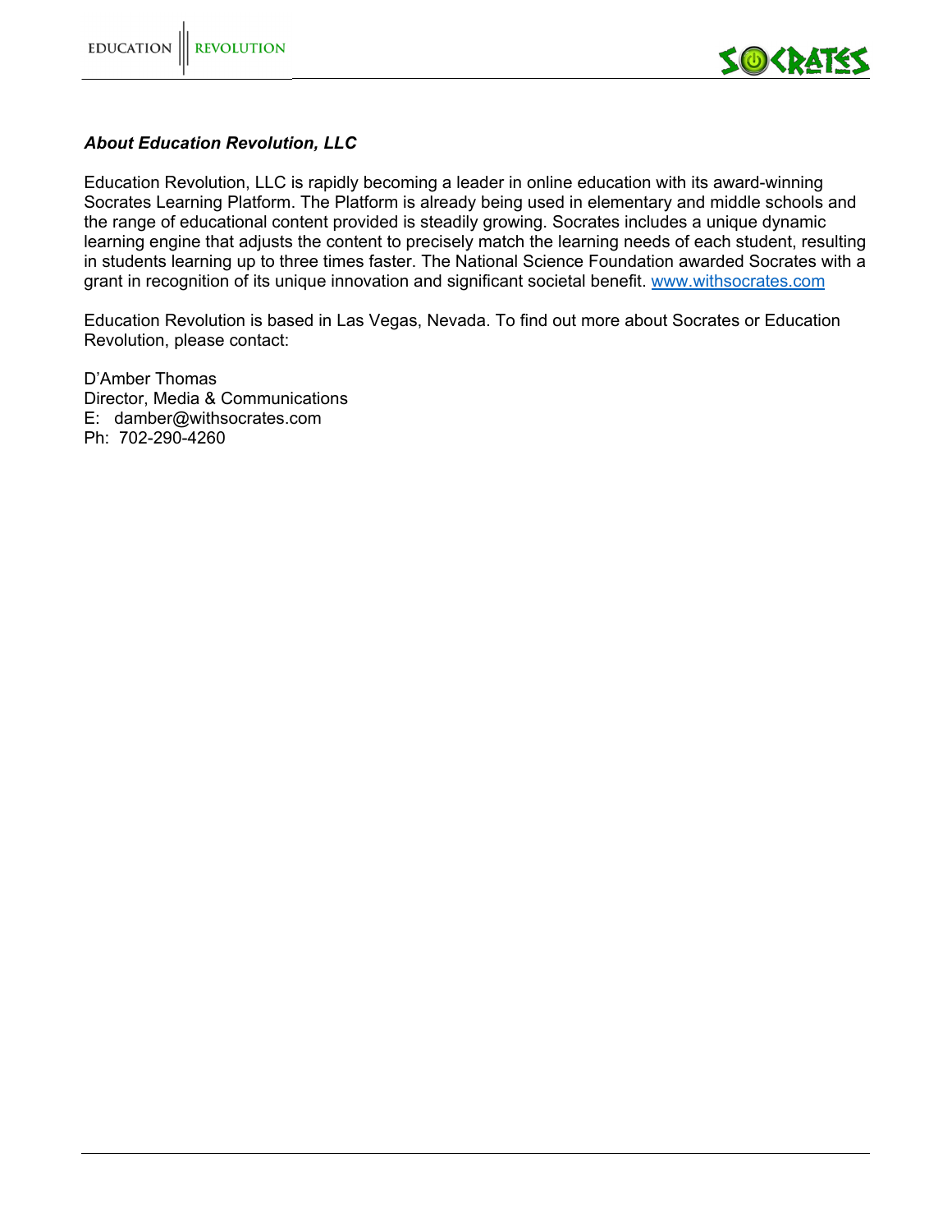***About Education Revolution, LLC***

Education Revolution, LLC is rapidly becoming a leader in online education with its award-winning Socrates Learning Platform. The Platform is already being used in elementary and middle schools and the range of educational content provided is steadily growing. Socrates includes a unique dynamic learning engine that adjusts the content to precisely match the learning needs of each student, resulting in students learning up to three times faster. The National Science Foundation awarded Socrates with a grant in recognition of its unique innovation and significant societal benefit. [www.withsocrates.com](http://www.withsocrates.com)

Education Revolution is based in Las Vegas, Nevada. To find out more about Socrates or Education Revolution, please contact:

D'Amber Thomas
Director, Media & Communications
E: damber@withsocrates.com
Ph: 702-290-4260